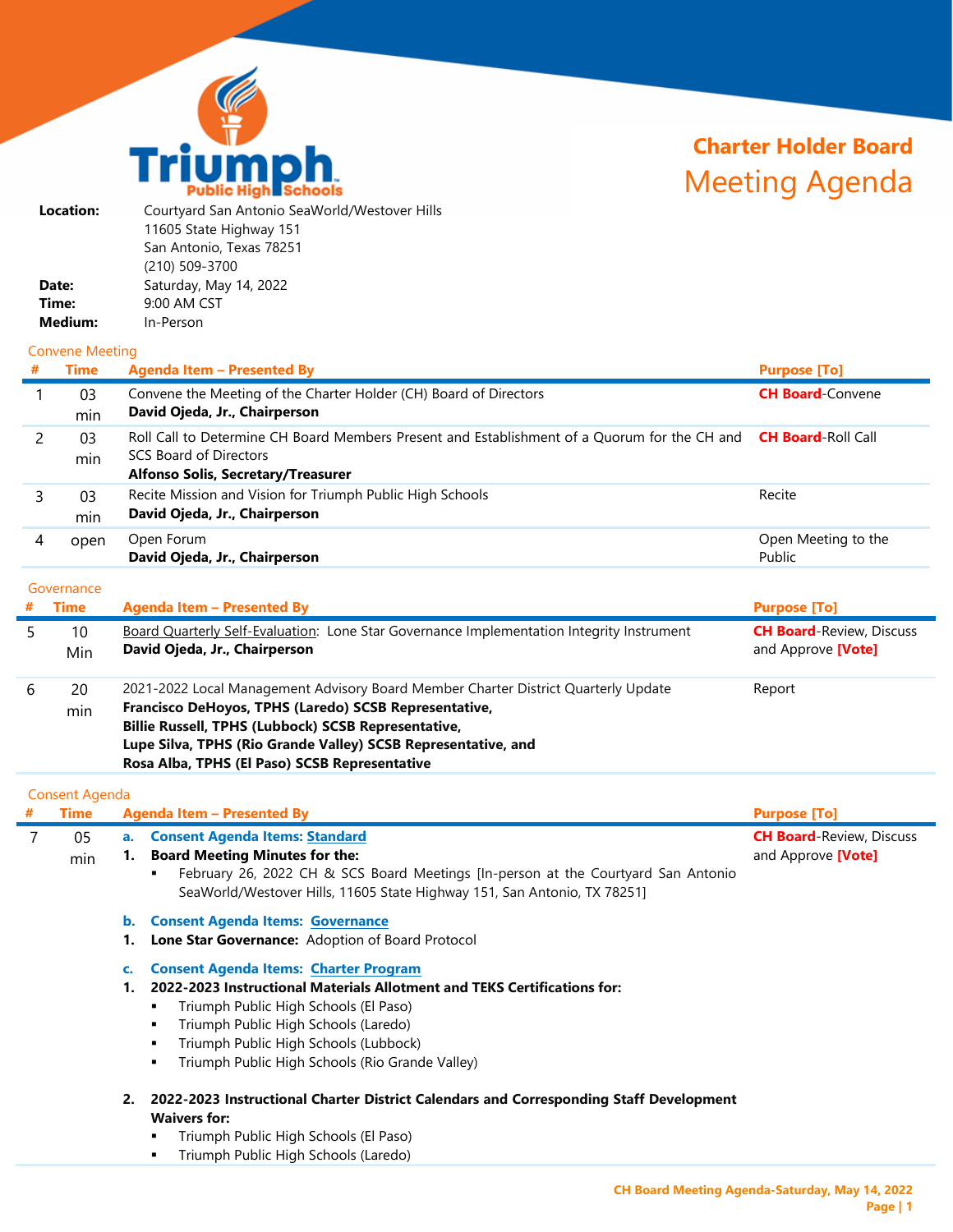# Triumph Public High Schools

## Charter Holder Board Meeting Agenda

**Location:** Courtyard San Antonio SeaWorld/Westover Hills
11605 State Highway 151
San Antonio, Texas 78251
(210) 509-3700

**Date:** Saturday, May 14, 2022
**Time:** 9:00 AM CST
**Medium:** In-Person

### Convene Meeting

| # | Time | Agenda Item – Presented By | Purpose [To] |
|---|---|---|---|
| 1 | 03 min | Convene the Meeting of the Charter Holder (CH) Board of Directors<br>**David Ojeda, Jr., Chairperson** | **CH Board**-Convene |
| 2 | 03 min | Roll Call to Determine CH Board Members Present and Establishment of a Quorum for the CH and SCS Board of Directors<br>**Alfonso Solis, Secretary/Treasurer** | **CH Board**-Roll Call |
| 3 | 03 min | Recite Mission and Vision for Triumph Public High Schools<br>**David Ojeda, Jr., Chairperson** | Recite |
| 4 | open | Open Forum<br>**David Ojeda, Jr., Chairperson** | Open Meeting to the Public |

### Governance

| # | Time | Agenda Item – Presented By | Purpose [To] |
|---|---|---|---|
| 5 | 10 Min | Board Quarterly Self-Evaluation: Lone Star Governance Implementation Integrity Instrument<br>**David Ojeda, Jr., Chairperson** | **CH Board**-Review, Discuss and Approve **[Vote]** |
| 6 | 20 min | 2021-2022 Local Management Advisory Board Member Charter District Quarterly Update<br>**Francisco DeHoyos, TPHS (Laredo) SCSB Representative,**<br>**Billie Russell, TPHS (Lubbock) SCSB Representative,**<br>**Lupe Silva, TPHS (Rio Grande Valley) SCSB Representative, and**<br>**Rosa Alba, TPHS (El Paso) SCSB Representative** | Report |

### Consent Agenda

| # | Time | Agenda Item – Presented By | Purpose [To] |
|---|---|---|---|
| 7 | 05 min | **a. Consent Agenda Items: Standard**<br>**1. Board Meeting Minutes for the:**<br>▪ February 26, 2022 CH & SCS Board Meetings [In-person at the Courtyard San Antonio SeaWorld/Westover Hills, 11605 State Highway 151, San Antonio, TX 78251]<br><br>**b. Consent Agenda Items: Governance**<br>**1. Lone Star Governance:** Adoption of Board Protocol<br><br>**c. Consent Agenda Items: Charter Program**<br>**1. 2022-2023 Instructional Materials Allotment and TEKS Certifications for:**<br>▪ Triumph Public High Schools (El Paso)<br>▪ Triumph Public High Schools (Laredo)<br>▪ Triumph Public High Schools (Lubbock)<br>▪ Triumph Public High Schools (Rio Grande Valley)<br><br>**2. 2022-2023 Instructional Charter District Calendars and Corresponding Staff Development Waivers for:**<br>▪ Triumph Public High Schools (El Paso)<br>▪ Triumph Public High Schools (Laredo) | **CH Board**-Review, Discuss and Approve **[Vote]** |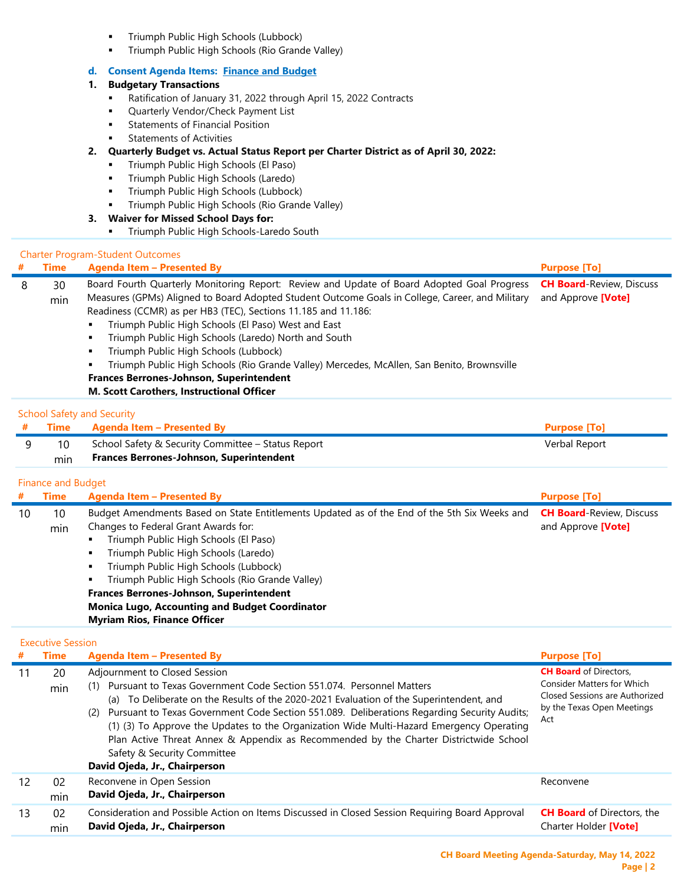- Triumph Public High Schools (Lubbock)
- Triumph Public High Schools (Rio Grande Valley)

**d. Consent Agenda Items: Finance and Budget**

**1. Budgetary Transactions**
- Ratification of January 31, 2022 through April 15, 2022 Contracts
- Quarterly Vendor/Check Payment List
- Statements of Financial Position
- Statements of Activities

**2. Quarterly Budget vs. Actual Status Report per Charter District as of April 30, 2022:**
- Triumph Public High Schools (El Paso)
- Triumph Public High Schools (Laredo)
- Triumph Public High Schools (Lubbock)
- Triumph Public High Schools (Rio Grande Valley)

**3. Waiver for Missed School Days for:**
- Triumph Public High Schools-Laredo South

Charter Program-Student Outcomes

| # | Time | Agenda Item – Presented By | Purpose [To] |
|---|---|---|---|
| 8 | 30 min | Board Fourth Quarterly Monitoring Report: Review and Update of Board Adopted Goal Progress Measures (GPMs) Aligned to Board Adopted Student Outcome Goals in College, Career, and Military Readiness (CCMR) as per HB3 (TEC), Sections 11.185 and 11.186:<br>▪ Triumph Public High Schools (El Paso) West and East<br>▪ Triumph Public High Schools (Laredo) North and South<br>▪ Triumph Public High Schools (Lubbock)<br>▪ Triumph Public High Schools (Rio Grande Valley) Mercedes, McAllen, San Benito, Brownsville<br>**Frances Berrones-Johnson, Superintendent**<br>**M. Scott Carothers, Instructional Officer** | **CH Board**-Review, Discuss and Approve **[Vote]** |

School Safety and Security

| # | Time | Agenda Item – Presented By | Purpose [To] |
|---|---|---|---|
| 9 | 10 min | School Safety & Security Committee – Status Report<br>**Frances Berrones-Johnson, Superintendent** | Verbal Report |

Finance and Budget

| # | Time | Agenda Item – Presented By | Purpose [To] |
|---|---|---|---|
| 10 | 10 min | Budget Amendments Based on State Entitlements Updated as of the End of the 5th Six Weeks and Changes to Federal Grant Awards for:<br>▪ Triumph Public High Schools (El Paso)<br>▪ Triumph Public High Schools (Laredo)<br>▪ Triumph Public High Schools (Lubbock)<br>▪ Triumph Public High Schools (Rio Grande Valley)<br>**Frances Berrones-Johnson, Superintendent**<br>**Monica Lugo, Accounting and Budget Coordinator**<br>**Myriam Rios, Finance Officer** | **CH Board**-Review, Discuss and Approve **[Vote]** |

Executive Session

| # | Time | Agenda Item – Presented By | Purpose [To] |
|---|---|---|---|
| 11 | 20 min | Adjournment to Closed Session<br>(1) Pursuant to Texas Government Code Section 551.074. Personnel Matters<br>(a) To Deliberate on the Results of the 2020-2021 Evaluation of the Superintendent, and<br>(2) Pursuant to Texas Government Code Section 551.089. Deliberations Regarding Security Audits; (1) (3) To Approve the Updates to the Organization Wide Multi-Hazard Emergency Operating Plan Active Threat Annex & Appendix as Recommended by the Charter Districtwide School Safety & Security Committee<br>**David Ojeda, Jr., Chairperson** | **CH Board** of Directors, Consider Matters for Which Closed Sessions are Authorized by the Texas Open Meetings Act |
| 12 | 02 min | Reconvene in Open Session<br>**David Ojeda, Jr., Chairperson** | Reconvene |
| 13 | 02 min | Consideration and Possible Action on Items Discussed in Closed Session Requiring Board Approval<br>**David Ojeda, Jr., Chairperson** | **CH Board** of Directors, the Charter Holder **[Vote]** |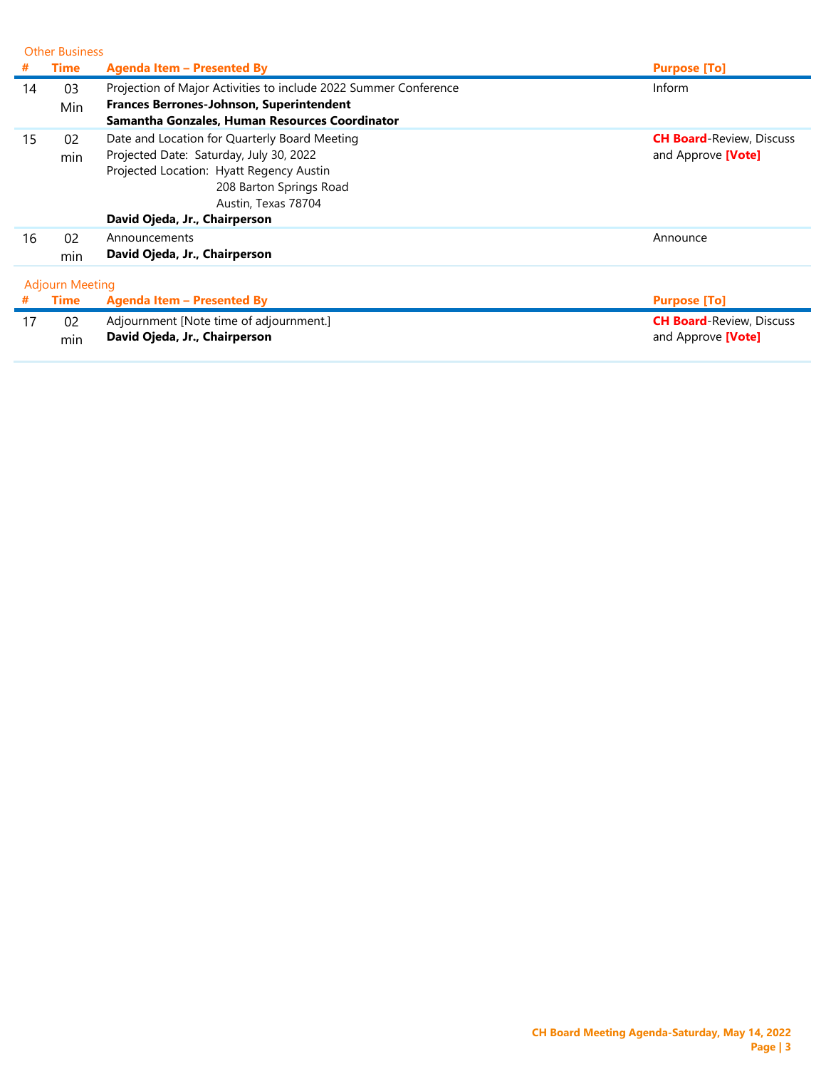Other Business

| # | Time | Agenda Item – Presented By | Purpose [To] |
|---|---|---|---|
| 14 | 03 Min | Projection of Major Activities to include 2022 Summer Conference<br>**Frances Berrones-Johnson, Superintendent**<br>**Samantha Gonzales, Human Resources Coordinator** | Inform |
| 15 | 02 min | Date and Location for Quarterly Board Meeting<br>Projected Date: Saturday, July 30, 2022<br>Projected Location: Hyatt Regency Austin<br>208 Barton Springs Road<br>Austin, Texas 78704<br>**David Ojeda, Jr., Chairperson** | **CH Board**-Review, Discuss and Approve **[Vote]** |
| 16 | 02 min | Announcements<br>**David Ojeda, Jr., Chairperson** | Announce |

Adjourn Meeting

| # | Time | Agenda Item – Presented By | Purpose [To] |
|---|---|---|---|
| 17 | 02 min | Adjournment [Note time of adjournment.]<br>**David Ojeda, Jr., Chairperson** | **CH Board**-Review, Discuss and Approve **[Vote]** |